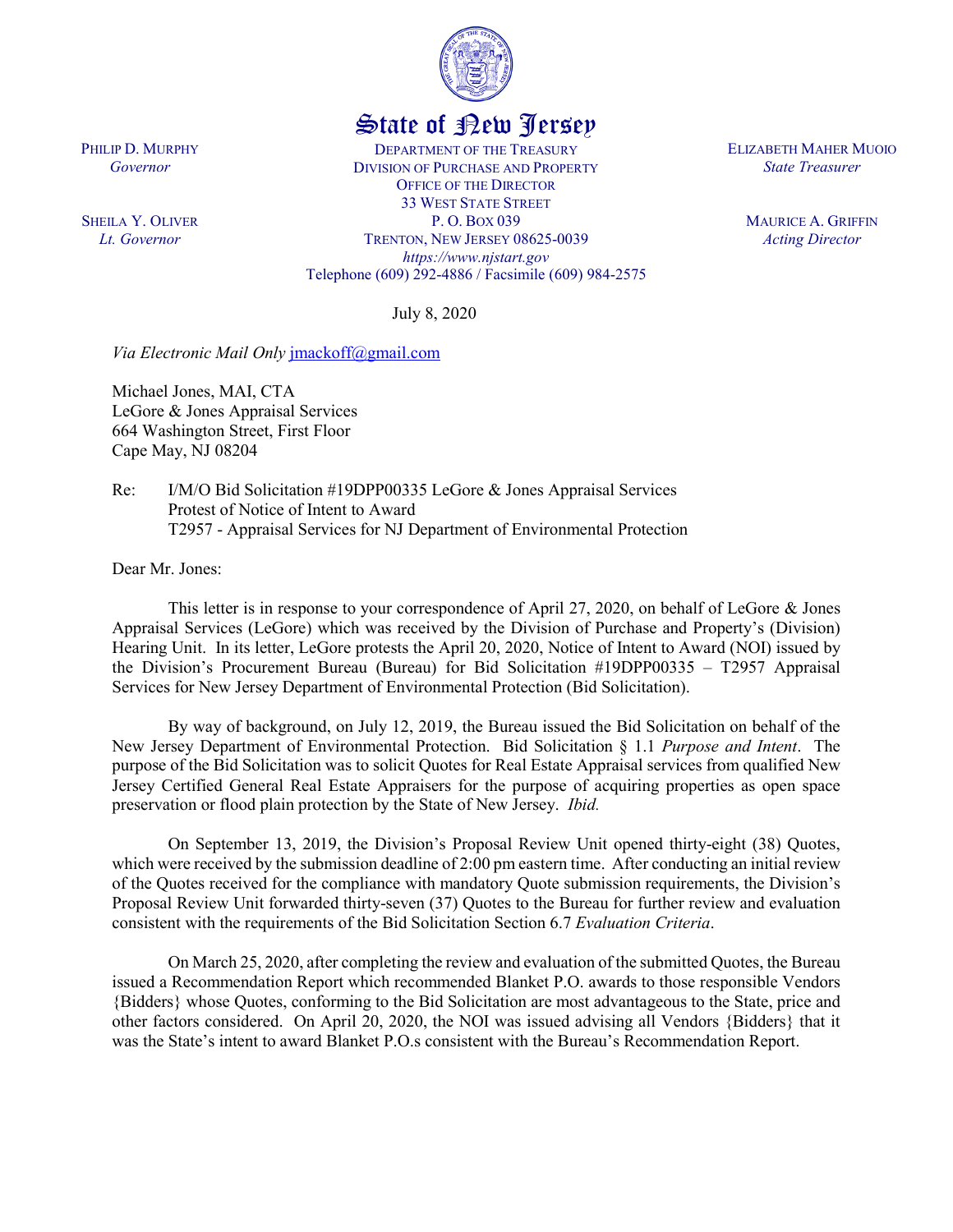State of New Jersey

PHILIP D. MURPHY
*Governor*

SHEILA Y. OLIVER
*Lt. Governor*

DEPARTMENT OF THE TREASURY
DIVISION OF PURCHASE AND PROPERTY
OFFICE OF THE DIRECTOR
33 WEST STATE STREET
P. O. BOX 039
TRENTON, NEW JERSEY 08625-0039
*https://www.njstart.gov*
Telephone (609) 292-4886 / Facsimile (609) 984-2575

ELIZABETH MAHER MUOIO
*State Treasurer*

MAURICE A. GRIFFIN
*Acting Director*

July 8, 2020

*Via Electronic Mail Only* jmackoff@gmail.com

Michael Jones, MAI, CTA
LeGore & Jones Appraisal Services
664 Washington Street, First Floor
Cape May, NJ 08204

Re: I/M/O Bid Solicitation #19DPP00335 LeGore & Jones Appraisal Services
Protest of Notice of Intent to Award
T2957 - Appraisal Services for NJ Department of Environmental Protection

Dear Mr. Jones:

This letter is in response to your correspondence of April 27, 2020, on behalf of LeGore & Jones Appraisal Services (LeGore) which was received by the Division of Purchase and Property's (Division) Hearing Unit. In its letter, LeGore protests the April 20, 2020, Notice of Intent to Award (NOI) issued by the Division's Procurement Bureau (Bureau) for Bid Solicitation #19DPP00335 – T2957 Appraisal Services for New Jersey Department of Environmental Protection (Bid Solicitation).

By way of background, on July 12, 2019, the Bureau issued the Bid Solicitation on behalf of the New Jersey Department of Environmental Protection. Bid Solicitation § 1.1 *Purpose and Intent*. The purpose of the Bid Solicitation was to solicit Quotes for Real Estate Appraisal services from qualified New Jersey Certified General Real Estate Appraisers for the purpose of acquiring properties as open space preservation or flood plain protection by the State of New Jersey. *Ibid.*

On September 13, 2019, the Division's Proposal Review Unit opened thirty-eight (38) Quotes, which were received by the submission deadline of 2:00 pm eastern time. After conducting an initial review of the Quotes received for the compliance with mandatory Quote submission requirements, the Division's Proposal Review Unit forwarded thirty-seven (37) Quotes to the Bureau for further review and evaluation consistent with the requirements of the Bid Solicitation Section 6.7 *Evaluation Criteria*.

On March 25, 2020, after completing the review and evaluation of the submitted Quotes, the Bureau issued a Recommendation Report which recommended Blanket P.O. awards to those responsible Vendors {Bidders} whose Quotes, conforming to the Bid Solicitation are most advantageous to the State, price and other factors considered. On April 20, 2020, the NOI was issued advising all Vendors {Bidders} that it was the State's intent to award Blanket P.O.s consistent with the Bureau's Recommendation Report.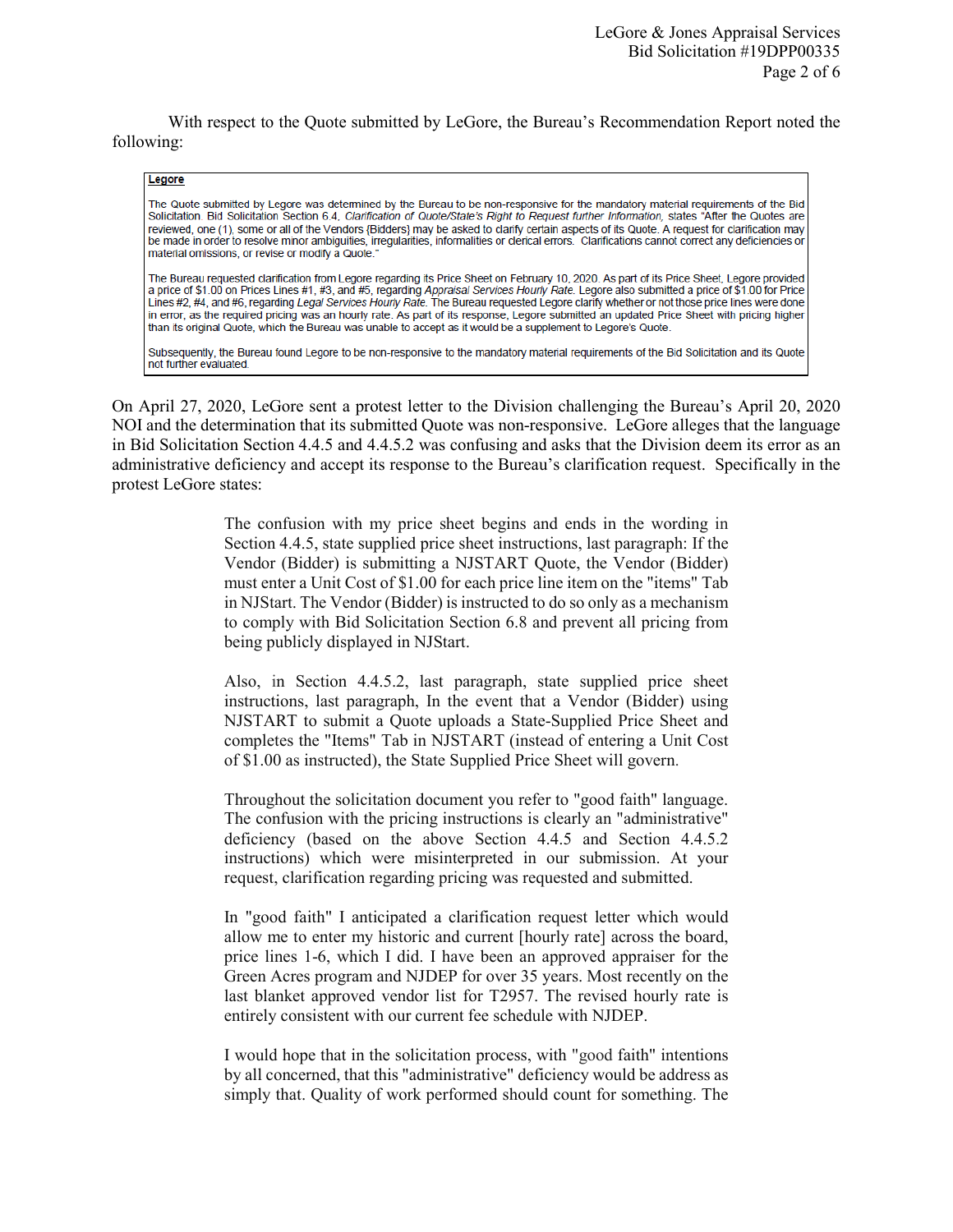With respect to the Quote submitted by LeGore, the Bureau's Recommendation Report noted the following:

> **Legore**
>
> The Quote submitted by Legore was determined by the Bureau to be non-responsive for the mandatory material requirements of the Bid Solicitation. Bid Solicitation Section 6.4, *Clarification of Quote/State's Right to Request further Information*, states "After the Quotes are reviewed, one (1), some or all of the Vendors {Bidders} may be asked to clarify certain aspects of its Quote. A request for clarification may be made in order to resolve minor ambiguities, irregularities, informalities or clerical errors. Clarifications cannot correct any deficiencies or material omissions, or revise or modify a Quote."
>
> The Bureau requested clarification from Legore regarding its Price Sheet on February 10, 2020. As part of its Price Sheet, Legore provided a price of $1.00 on Prices Lines #1, #3, and #5, regarding *Appraisal Services Hourly Rate*. Legore also submitted a price of $1.00 for Price Lines #2, #4, and #6, regarding *Legal Services Hourly Rate*. The Bureau requested Legore clarify whether or not those price lines were done in error, as the required pricing was an hourly rate. As part of its response, Legore submitted an updated Price Sheet with pricing higher than its original Quote, which the Bureau was unable to accept as it would be a supplement to Legore's Quote.
>
> Subsequently, the Bureau found Legore to be non-responsive to the mandatory material requirements of the Bid Solicitation and its Quote not further evaluated.

On April 27, 2020, LeGore sent a protest letter to the Division challenging the Bureau's April 20, 2020 NOI and the determination that its submitted Quote was non-responsive. LeGore alleges that the language in Bid Solicitation Section 4.4.5 and 4.4.5.2 was confusing and asks that the Division deem its error as an administrative deficiency and accept its response to the Bureau's clarification request. Specifically in the protest LeGore states:

> The confusion with my price sheet begins and ends in the wording in Section 4.4.5, state supplied price sheet instructions, last paragraph: If the Vendor (Bidder) is submitting a NJSTART Quote, the Vendor (Bidder) must enter a Unit Cost of $1.00 for each price line item on the "items" Tab in NJStart. The Vendor (Bidder) is instructed to do so only as a mechanism to comply with Bid Solicitation Section 6.8 and prevent all pricing from being publicly displayed in NJStart.
>
> Also, in Section 4.4.5.2, last paragraph, state supplied price sheet instructions, last paragraph, In the event that a Vendor (Bidder) using NJSTART to submit a Quote uploads a State-Supplied Price Sheet and completes the "Items" Tab in NJSTART (instead of entering a Unit Cost of $1.00 as instructed), the State Supplied Price Sheet will govern.
>
> Throughout the solicitation document you refer to "good faith" language. The confusion with the pricing instructions is clearly an "administrative" deficiency (based on the above Section 4.4.5 and Section 4.4.5.2 instructions) which were misinterpreted in our submission. At your request, clarification regarding pricing was requested and submitted.
>
> In "good faith" I anticipated a clarification request letter which would allow me to enter my historic and current [hourly rate] across the board, price lines 1-6, which I did. I have been an approved appraiser for the Green Acres program and NJDEP for over 35 years. Most recently on the last blanket approved vendor list for T2957. The revised hourly rate is entirely consistent with our current fee schedule with NJDEP.
>
> I would hope that in the solicitation process, with "good faith" intentions by all concerned, that this "administrative" deficiency would be address as simply that. Quality of work performed should count for something. The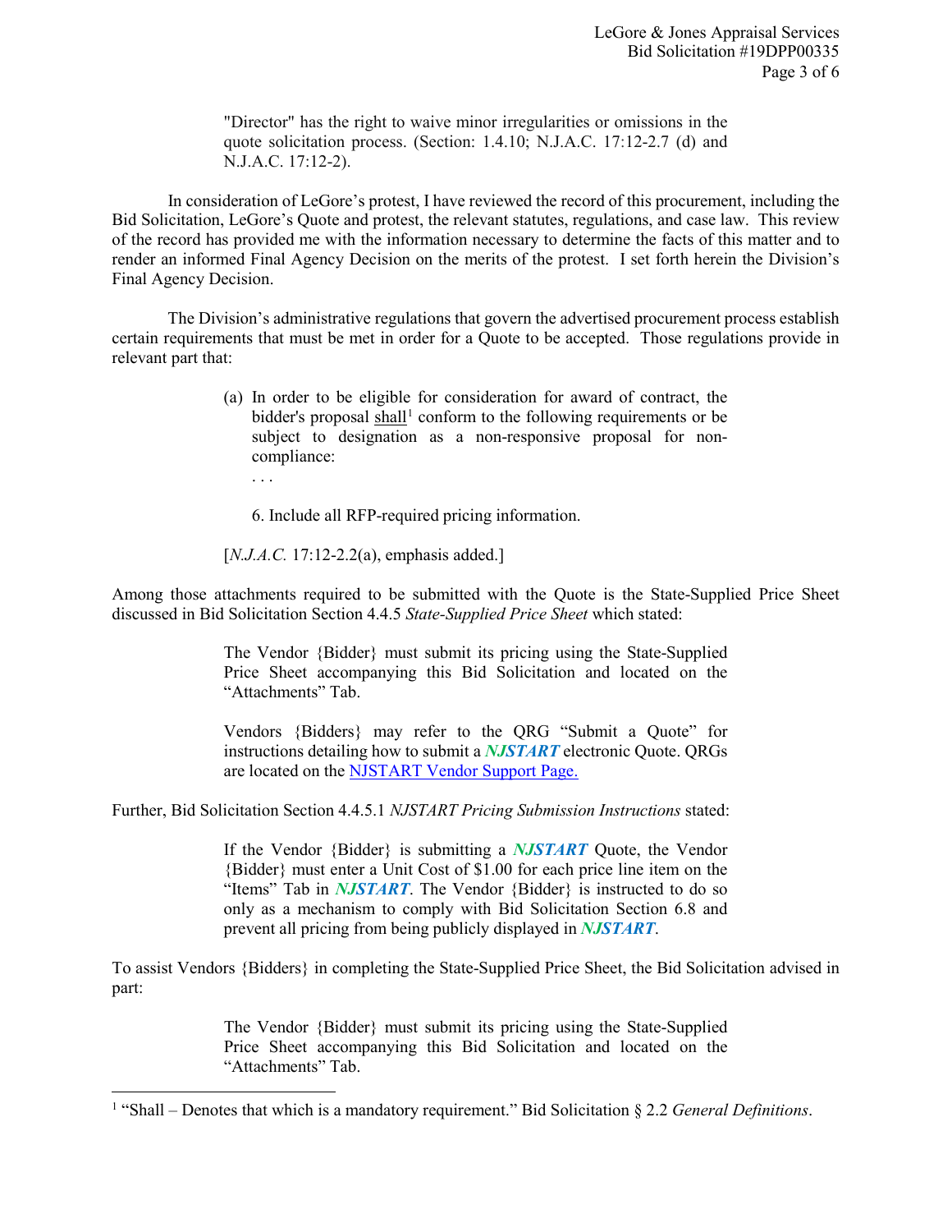> "Director" has the right to waive minor irregularities or omissions in the quote solicitation process. (Section: 1.4.10; N.J.A.C. 17:12-2.7 (d) and N.J.A.C. 17:12-2).

In consideration of LeGore's protest, I have reviewed the record of this procurement, including the Bid Solicitation, LeGore's Quote and protest, the relevant statutes, regulations, and case law. This review of the record has provided me with the information necessary to determine the facts of this matter and to render an informed Final Agency Decision on the merits of the protest. I set forth herein the Division's Final Agency Decision.

The Division's administrative regulations that govern the advertised procurement process establish certain requirements that must be met in order for a Quote to be accepted. Those regulations provide in relevant part that:

> (a) In order to be eligible for consideration for award of contract, the bidder's proposal <u>shall</u>[1] conform to the following requirements or be subject to designation as a non-responsive proposal for non-compliance:
>
> . . .
>
> 6. Include all RFP-required pricing information.
>
> [*N.J.A.C.* 17:12-2.2(a), emphasis added.]

Among those attachments required to be submitted with the Quote is the State-Supplied Price Sheet discussed in Bid Solicitation Section 4.4.5 *State-Supplied Price Sheet* which stated:

> The Vendor {Bidder} must submit its pricing using the State-Supplied Price Sheet accompanying this Bid Solicitation and located on the "Attachments" Tab.
>
> Vendors {Bidders} may refer to the QRG "Submit a Quote" for instructions detailing how to submit a ***NJSTART*** electronic Quote. QRGs are located on the [NJSTART Vendor Support Page.]

Further, Bid Solicitation Section 4.4.5.1 *NJSTART Pricing Submission Instructions* stated:

> If the Vendor {Bidder} is submitting a ***NJSTART*** Quote, the Vendor {Bidder} must enter a Unit Cost of $1.00 for each price line item on the "Items" Tab in ***NJSTART***. The Vendor {Bidder} is instructed to do so only as a mechanism to comply with Bid Solicitation Section 6.8 and prevent all pricing from being publicly displayed in ***NJSTART***.

To assist Vendors {Bidders} in completing the State-Supplied Price Sheet, the Bid Solicitation advised in part:

> The Vendor {Bidder} must submit its pricing using the State-Supplied Price Sheet accompanying this Bid Solicitation and located on the "Attachments" Tab.

---

[1] "Shall – Denotes that which is a mandatory requirement." Bid Solicitation § 2.2 *General Definitions*.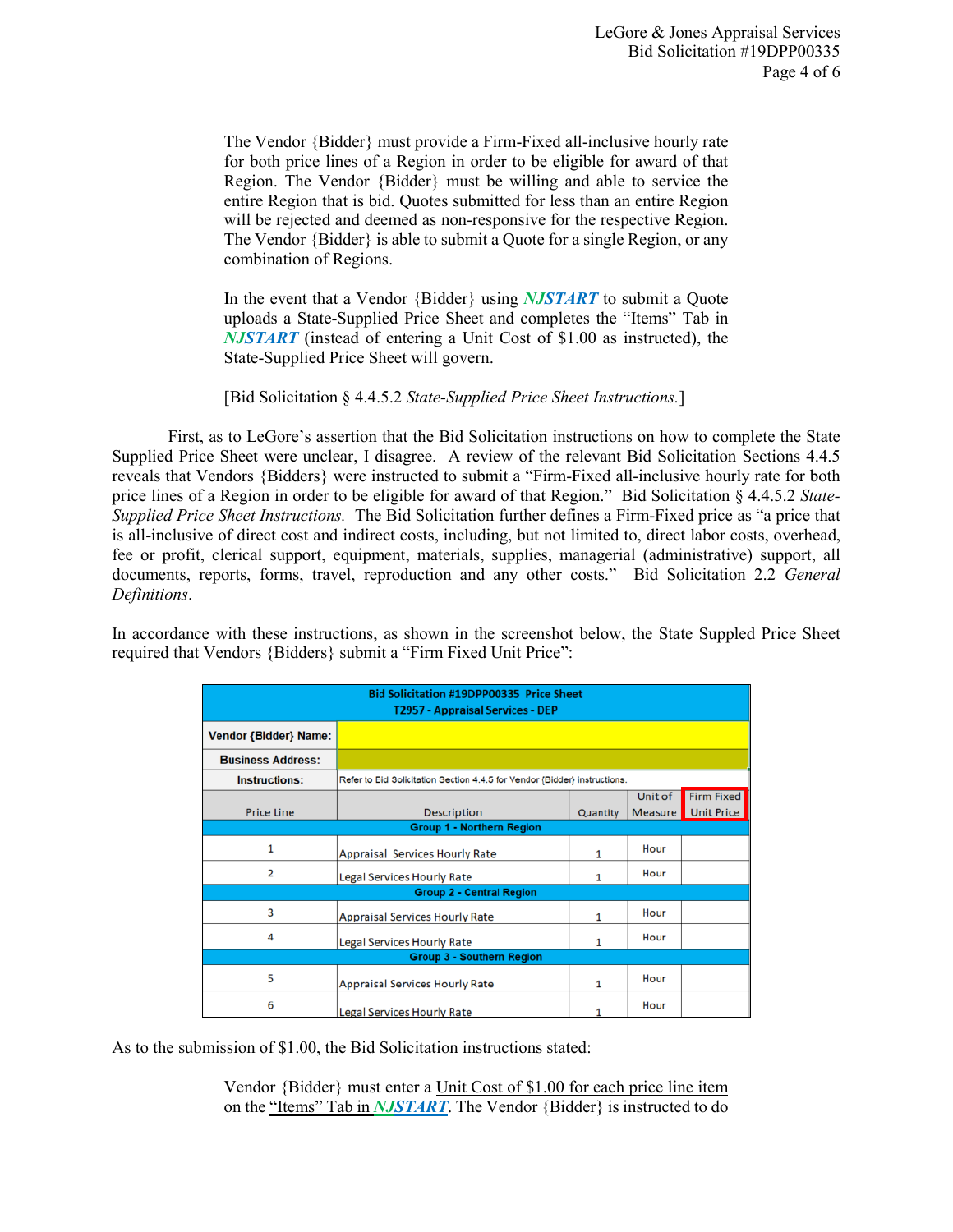> The Vendor {Bidder} must provide a Firm-Fixed all-inclusive hourly rate for both price lines of a Region in order to be eligible for award of that Region. The Vendor {Bidder} must be willing and able to service the entire Region that is bid. Quotes submitted for less than an entire Region will be rejected and deemed as non-responsive for the respective Region. The Vendor {Bidder} is able to submit a Quote for a single Region, or any combination of Regions.
>
> In the event that a Vendor {Bidder} using ***NJSTART*** to submit a Quote uploads a State-Supplied Price Sheet and completes the "Items" Tab in ***NJSTART*** (instead of entering a Unit Cost of $1.00 as instructed), the State-Supplied Price Sheet will govern.
>
> [Bid Solicitation § 4.4.5.2 *State-Supplied Price Sheet Instructions.*]

First, as to LeGore's assertion that the Bid Solicitation instructions on how to complete the State Supplied Price Sheet were unclear, I disagree. A review of the relevant Bid Solicitation Sections 4.4.5 reveals that Vendors {Bidders} were instructed to submit a "Firm-Fixed all-inclusive hourly rate for both price lines of a Region in order to be eligible for award of that Region." Bid Solicitation § 4.4.5.2 *State-Supplied Price Sheet Instructions.* The Bid Solicitation further defines a Firm-Fixed price as "a price that is all-inclusive of direct cost and indirect costs, including, but not limited to, direct labor costs, overhead, fee or profit, clerical support, equipment, materials, supplies, managerial (administrative) support, all documents, reports, forms, travel, reproduction and any other costs." Bid Solicitation 2.2 *General Definitions*.

In accordance with these instructions, as shown in the screenshot below, the State Suppled Price Sheet required that Vendors {Bidders} submit a "Firm Fixed Unit Price":

| **Bid Solicitation #19DPP00335 Price Sheet T2957 - Appraisal Services - DEP** | | | | |
|---|---|---|---|---|
| **Vendor {Bidder} Name:** | | | | |
| **Business Address:** | | | | |
| **Instructions:** | Refer to Bid Solicitation Section 4.4.5 for Vendor {Bidder} instructions. | | | |
| Price Line | Description | Quantity | Unit of Measure | Firm Fixed Unit Price |
| **Group 1 - Northern Region** | | | | |
| 1 | Appraisal Services Hourly Rate | 1 | Hour | |
| 2 | Legal Services Hourly Rate | 1 | Hour | |
| **Group 2 - Central Region** | | | | |
| 3 | Appraisal Services Hourly Rate | 1 | Hour | |
| 4 | Legal Services Hourly Rate | 1 | Hour | |
| **Group 3 - Southern Region** | | | | |
| 5 | Appraisal Services Hourly Rate | 1 | Hour | |
| 6 | Legal Services Hourly Rate | 1 | Hour | |

As to the submission of $1.00, the Bid Solicitation instructions stated:

> Vendor {Bidder} must enter a Unit Cost of $1.00 for each price line item on the "Items" Tab in ***NJSTART***. The Vendor {Bidder} is instructed to do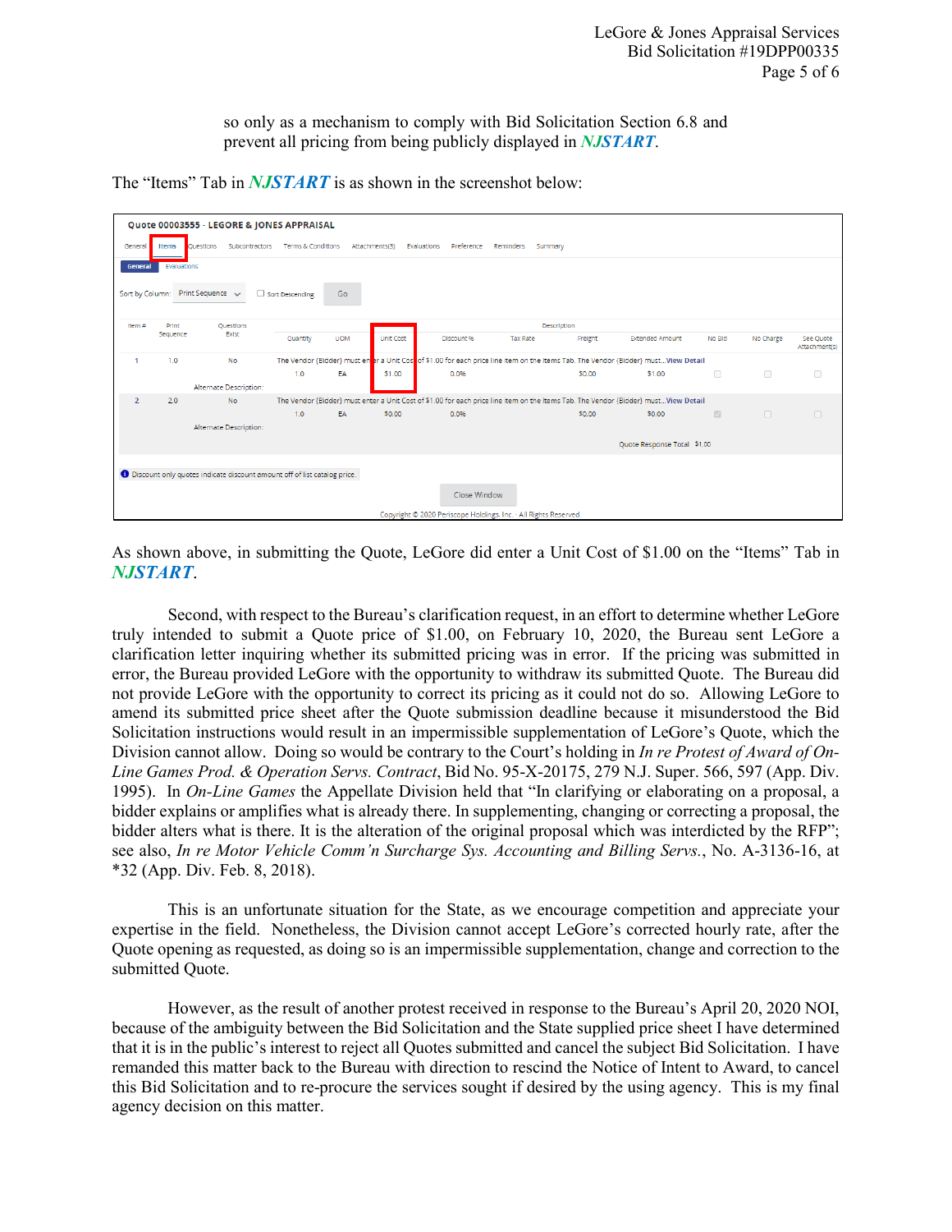so only as a mechanism to comply with Bid Solicitation Section 6.8 and prevent all pricing from being publicly displayed in ***NJSTART***.

The "Items" Tab in ***NJSTART*** is as shown in the screenshot below:

Quote 00003555 - LEGORE & JONES APPRAISAL

General | Items | Questions | Subcontractors | Terms & Conditions | Attachments(3) | Evaluations | Preference | Reminders | Summary

General | Evaluations

Sort by Column: Print Sequence ☐ Sort Descending Go

| Item # | Print Sequence | Questions Exist | Description | | | | | | | | | |
|---|---|---|---|---|---|---|---|---|---|---|---|---|
| | | | Quantity | UOM | Unit Cost | Discount % | Tax Rate | Freight | Extended Amount | No Bid | No Charge | See Quote Attachment(s) |
| 1 | 1.0 | No | The Vendor (Bidder) must enter a Unit Cost of $1.00 for each price line item on the Items Tab. The Vendor (Bidder) must... View Detail | | | | | | | | | |
| | | | 1.0 | EA | $1.00 | 0.0% | | $0.00 | $1.00 | ☐ | ☐ | ☐ |
| | | Alternate Description: | | | | | | | | | | |
| 2 | 2.0 | No | The Vendor (Bidder) must enter a Unit Cost of $1.00 for each price line item on the Items Tab. The Vendor (Bidder) must... View Detail | | | | | | | | | |
| | | | 1.0 | EA | $0.00 | 0.0% | | $0.00 | $0.00 | ☑ | ☐ | ☐ |
| | | Alternate Description: | | | | | | | | | | |
| | | | | | | | | | Quote Response Total $1.00 | | | |

Discount only quotes indicate discount amount off of list catalog price.

Close Window

Copyright © 2020 Periscope Holdings, Inc. - All Rights Reserved

As shown above, in submitting the Quote, LeGore did enter a Unit Cost of $1.00 on the "Items" Tab in ***NJSTART***.

Second, with respect to the Bureau's clarification request, in an effort to determine whether LeGore truly intended to submit a Quote price of $1.00, on February 10, 2020, the Bureau sent LeGore a clarification letter inquiring whether its submitted pricing was in error. If the pricing was submitted in error, the Bureau provided LeGore with the opportunity to withdraw its submitted Quote. The Bureau did not provide LeGore with the opportunity to correct its pricing as it could not do so. Allowing LeGore to amend its submitted price sheet after the Quote submission deadline because it misunderstood the Bid Solicitation instructions would result in an impermissible supplementation of LeGore's Quote, which the Division cannot allow. Doing so would be contrary to the Court's holding in *In re Protest of Award of On-Line Games Prod. & Operation Servs. Contract*, Bid No. 95-X-20175, 279 N.J. Super. 566, 597 (App. Div. 1995). In *On-Line Games* the Appellate Division held that "In clarifying or elaborating on a proposal, a bidder explains or amplifies what is already there. In supplementing, changing or correcting a proposal, the bidder alters what is there. It is the alteration of the original proposal which was interdicted by the RFP"; see also, *In re Motor Vehicle Comm'n Surcharge Sys. Accounting and Billing Servs.*, No. A-3136-16, at *32 (App. Div. Feb. 8, 2018).

This is an unfortunate situation for the State, as we encourage competition and appreciate your expertise in the field. Nonetheless, the Division cannot accept LeGore's corrected hourly rate, after the Quote opening as requested, as doing so is an impermissible supplementation, change and correction to the submitted Quote.

However, as the result of another protest received in response to the Bureau's April 20, 2020 NOI, because of the ambiguity between the Bid Solicitation and the State supplied price sheet I have determined that it is in the public's interest to reject all Quotes submitted and cancel the subject Bid Solicitation. I have remanded this matter back to the Bureau with direction to rescind the Notice of Intent to Award, to cancel this Bid Solicitation and to re-procure the services sought if desired by the using agency. This is my final agency decision on this matter.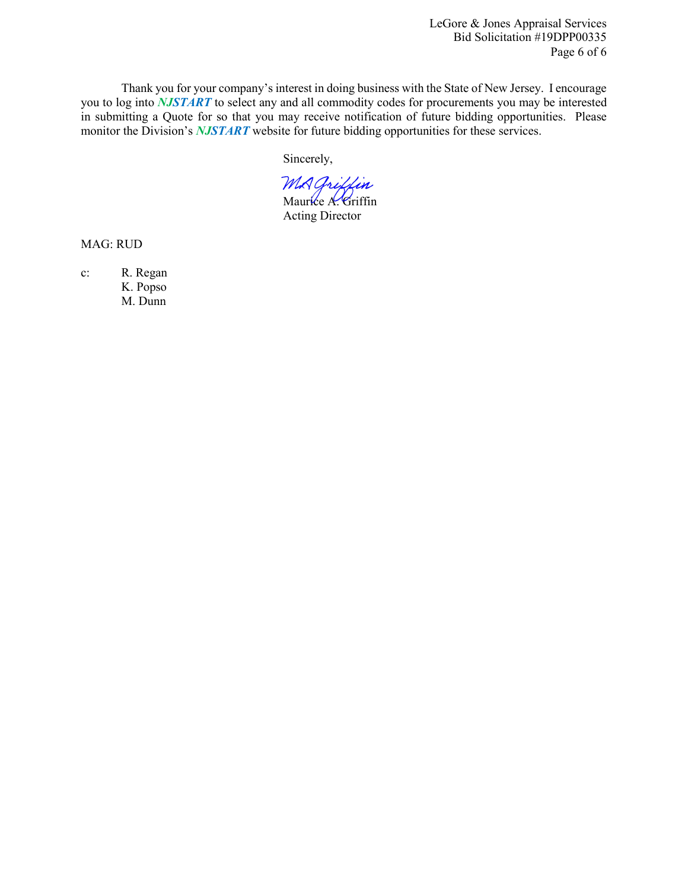Thank you for your company's interest in doing business with the State of New Jersey. I encourage you to log into ***NJSTART*** to select any and all commodity codes for procurements you may be interested in submitting a Quote for so that you may receive notification of future bidding opportunities. Please monitor the Division's ***NJSTART*** website for future bidding opportunities for these services.

Sincerely,

Maurice A. Griffin
Acting Director

MAG: RUD

c: R. Regan
K. Popso
M. Dunn